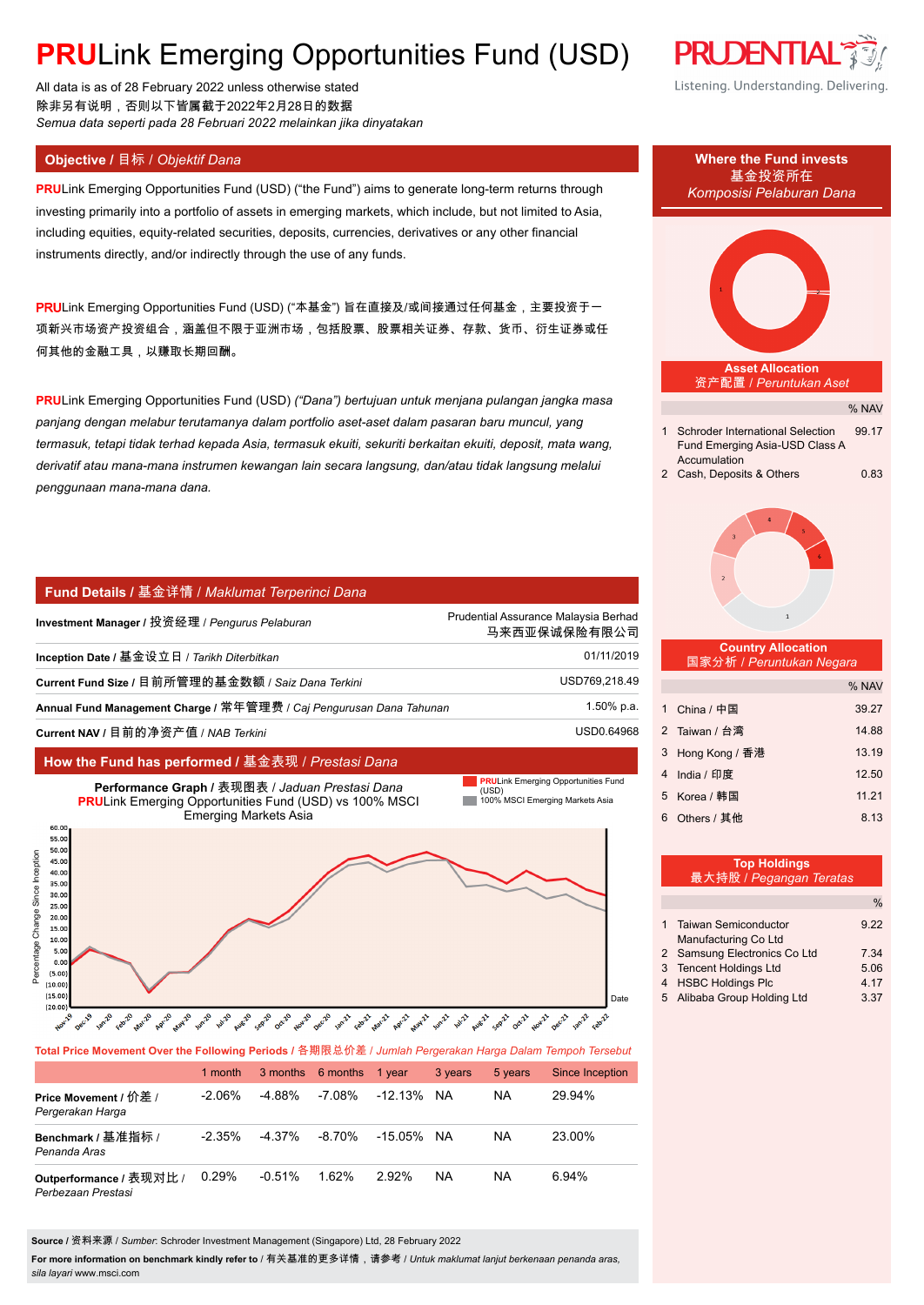# PRULink Emerging Opportunities Fund (USD)

All data is as of 28 February 2022 unless otherwise stated
除非另有说明，否则以下皆属截于2022年2月28日的数据
*Semua data seperti pada 28 Februari 2022 melainkan jika dinyatakan*

Listening. Understanding. Delivering.

## Objective / 目标 / *Objektif Dana*

**PRU**Link Emerging Opportunities Fund (USD) ("the Fund") aims to generate long-term returns through investing primarily into a portfolio of assets in emerging markets, which include, but not limited to Asia, including equities, equity-related securities, deposits, currencies, derivatives or any other financial instruments directly, and/or indirectly through the use of any funds.

**PRU**Link Emerging Opportunities Fund (USD) ("本基金") 旨在直接及/或间接通过任何基金，主要投资于一项新兴市场资产投资组合，涵盖但不限于亚洲市场，包括股票、股票相关证券、存款、货币、衍生证券或任何其他的金融工具，以赚取长期回酬。

**PRU**Link Emerging Opportunities Fund (USD) *("Dana") bertujuan untuk menjana pulangan jangka masa panjang dengan melabur terutamanya dalam portfolio aset-aset dalam pasaran baru muncul, yang termasuk, tetapi tidak terhad kepada Asia, termasuk ekuiti, sekuriti berkaitan ekuiti, deposit, mata wang, derivatif atau mana-mana instrumen kewangan lain secara langsung, dan/atau tidak langsung melalui penggunaan mana-mana dana.*

## Fund Details / 基金详情 / *Maklumat Terperinci Dana*

| | |
|---|---|
| **Investment Manager /** 投资经理 / *Pengurus Pelaburan* | Prudential Assurance Malaysia Berhad 马来西亚保诚保险有限公司 |
| **Inception Date /** 基金设立日 / *Tarikh Diterbitkan* | 01/11/2019 |
| **Current Fund Size /** 目前所管理的基金数额 / *Saiz Dana Terkini* | USD769,218.49 |
| **Annual Fund Management Charge /** 常年管理费 / *Caj Pengurusan Dana Tahunan* | 1.50% p.a. |
| **Current NAV /** 目前的净资产值 / *NAB Terkini* | USD0.64968 |

## How the Fund has performed / 基金表现 / *Prestasi Dana*

**Performance Graph /** 表现图表 / *Jaduan Prestasi Dana*
**PRU**Link Emerging Opportunities Fund (USD) vs 100% MSCI Emerging Markets Asia

**Total Price Movement Over the Following Periods /** 各期限总价差 / *Jumlah Pergerakan Harga Dalam Tempoh Tersebut*

| | 1 month | 3 months | 6 months | 1 year | 3 years | 5 years | Since Inception |
|---|---|---|---|---|---|---|---|
| **Price Movement /** 价差 / *Pergerakan Harga* | -2.06% | -4.88% | -7.08% | -12.13% | NA | NA | 29.94% |
| **Benchmark /** 基准指标 / *Penanda Aras* | -2.35% | -4.37% | -8.70% | -15.05% | NA | NA | 23.00% |
| **Outperformance /** 表现对比 / *Perbezaan Prestasi* | 0.29% | -0.51% | 1.62% | 2.92% | NA | NA | 6.94% |

**Source /** 资料来源 / *Sumber*: Schroder Investment Management (Singapore) Ltd, 28 February 2022

**For more information on benchmark kindly refer to /** 有关基准的更多详情，请参考 / *Untuk maklumat lanjut berkenaan penanda aras, sila layari* www.msci.com

## Where the Fund invests / 基金投资所在 / *Komposisi Pelaburan Dana*

### Asset Allocation / 资产配置 / *Peruntukan Aset*

| | | % NAV |
|---|---|---|
| 1 | Schroder International Selection Fund Emerging Asia-USD Class A Accumulation | 99.17 |
| 2 | Cash, Deposits & Others | 0.83 |

### Country Allocation / 国家分析 / *Peruntukan Negara*

| | | % NAV |
|---|---|---|
| 1 | China / 中国 | 39.27 |
| 2 | Taiwan / 台湾 | 14.88 |
| 3 | Hong Kong / 香港 | 13.19 |
| 4 | India / 印度 | 12.50 |
| 5 | Korea / 韩国 | 11.21 |
| 6 | Others / 其他 | 8.13 |

### Top Holdings / 最大持股 / *Pegangan Teratas*

| | | % |
|---|---|---|
| 1 | Taiwan Semiconductor Manufacturing Co Ltd | 9.22 |
| 2 | Samsung Electronics Co Ltd | 7.34 |
| 3 | Tencent Holdings Ltd | 5.06 |
| 4 | HSBC Holdings Plc | 4.17 |
| 5 | Alibaba Group Holding Ltd | 3.37 |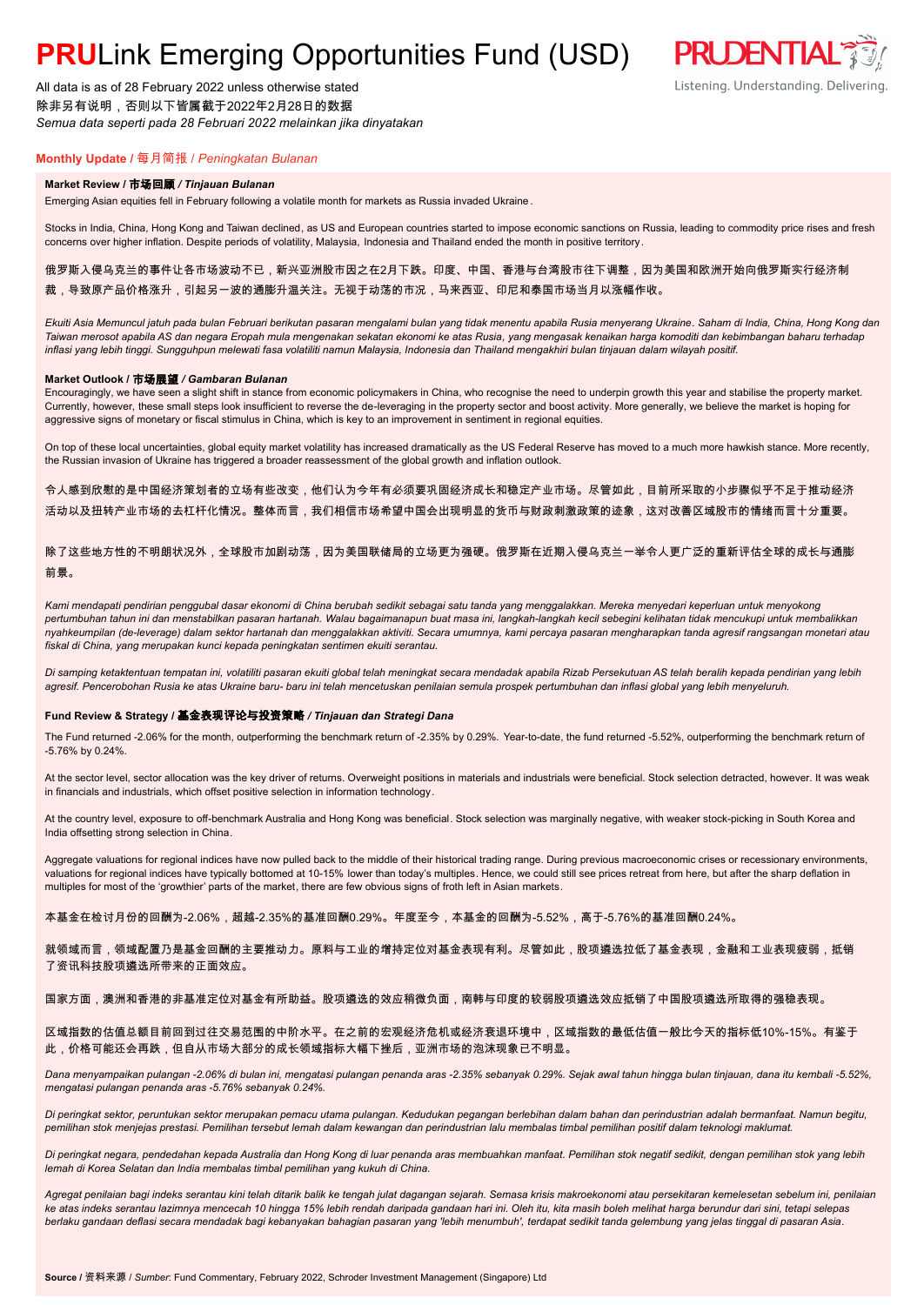# **PRU**Link Emerging Opportunities Fund (USD)

All data is as of 28 February 2022 unless otherwise stated
除非另有说明，否则以下皆属截于2022年2月28日的数据
*Semua data seperti pada 28 Februari 2022 melainkan jika dinyatakan*

## Monthly Update / 每月简报 / *Peningkatan Bulanan*

### Market Review / 市场回顾 / *Tinjauan Bulanan*

Emerging Asian equities fell in February following a volatile month for markets as Russia invaded Ukraine.

Stocks in India, China, Hong Kong and Taiwan declined, as US and European countries started to impose economic sanctions on Russia, leading to commodity price rises and fresh concerns over higher inflation. Despite periods of volatility, Malaysia, Indonesia and Thailand ended the month in positive territory.

俄罗斯入侵乌克兰的事件让各市场波动不已，新兴亚洲股市因之在2月下跌。印度、中国、香港与台湾股市往下调整，因为美国和欧洲开始向俄罗斯实行经济制裁，导致原产品价格涨升，引起另一波的通膨升温关注。无视于动荡的市况，马来西亚、印尼和泰国市场当月以涨幅作收。

*Ekuiti Asia Memuncul jatuh pada bulan Februari berikutan pasaran mengalami bulan yang tidak menentu apabila Rusia menyerang Ukraine. Saham di India, China, Hong Kong dan Taiwan merosot apabila AS dan negara Eropah mula mengenakan sekatan ekonomi ke atas Rusia, yang mengasak kenaikan harga komoditi dan kebimbangan baharu terhadap inflasi yang lebih tinggi. Sungguhpun melewati fasa volatiliti namun Malaysia, Indonesia dan Thailand mengakhiri bulan tinjauan dalam wilayah positif.*

### Market Outlook / 市场展望 / *Gambaran Bulanan*

Encouragingly, we have seen a slight shift in stance from economic policymakers in China, who recognise the need to underpin growth this year and stabilise the property market. Currently, however, these small steps look insufficient to reverse the de-leveraging in the property sector and boost activity. More generally, we believe the market is hoping for aggressive signs of monetary or fiscal stimulus in China, which is key to an improvement in sentiment in regional equities.

On top of these local uncertainties, global equity market volatility has increased dramatically as the US Federal Reserve has moved to a much more hawkish stance. More recently, the Russian invasion of Ukraine has triggered a broader reassessment of the global growth and inflation outlook.

令人感到欣慰的是中国经济策划者的立场有些改变，他们认为今年有必须要巩固经济成长和稳定产业市场。尽管如此，目前所采取的小步骤似乎不足于推动经济活动以及扭转产业市场的去杠杆化情况。整体而言，我们相信市场希望中国会出现明显的货币与财政刺激政策的迹象，这对改善区域股市的情绪而言十分重要。

除了这些地方性的不明朗状况外，全球股市加剧动荡，因为美国联储局的立场更为强硬。俄罗斯在近期入侵乌克兰一举令人更广泛的重新评估全球的成长与通膨前景。

*Kami mendapati pendirian penggubal dasar ekonomi di China berubah sedikit sebagai satu tanda yang menggalakkan. Mereka menyedari keperluan untuk menyokong pertumbuhan tahun ini dan menstabilkan pasaran hartanah. Walau bagaimanapun buat masa ini, langkah-langkah kecil segini kelihatan tidak mencukupi untuk membalikkan nyahkeumpilan (de-leverage) dalam sektor hartanah dan menggalakkan aktiviti. Secara umumnya, kami percaya pasaran mengharapkan tanda agresif rangsangan monetari atau fiskal di China, yang merupakan kunci kepada peningkatan sentimen ekuiti serantau.*

*Di samping ketaktentuan tempatan ini, volatiliti pasaran ekuiti global telah meningkat secara mendadak apabila Rizab Persekutuan AS telah beralih kepada pendirian yang lebih agresif. Pencerobohan Rusia ke atas Ukraine baru- baru ini telah mencetuskan penilaian semula prospek pertumbuhan dan inflasi global yang lebih menyeluruh.*

### Fund Review & Strategy / 基金表现评论与投资策略 / *Tinjauan dan Strategi Dana*

The Fund returned -2.06% for the month, outperforming the benchmark return of -2.35% by 0.29%. Year-to-date, the fund returned -5.52%, outperforming the benchmark return of -5.76% by 0.24%.

At the sector level, sector allocation was the key driver of returns. Overweight positions in materials and industrials were beneficial. Stock selection detracted, however. It was weak in financials and industrials, which offset positive selection in information technology.

At the country level, exposure to off-benchmark Australia and Hong Kong was beneficial. Stock selection was marginally negative, with weaker stock-picking in South Korea and India offsetting strong selection in China.

Aggregate valuations for regional indices have now pulled back to the middle of their historical trading range. During previous macroeconomic crises or recessionary environments, valuations for regional indices have typically bottomed at 10-15% lower than today's multiples. Hence, we could still see prices retreat from here, but after the sharp deflation in multiples for most of the 'growthier' parts of the market, there are few obvious signs of froth left in Asian markets.

本基金在检讨月份的回酬为-2.06%，超越-2.35%的基准回酬0.29%。年度至今，本基金的回酬为-5.52%，高于-5.76%的基准回酬0.24%。

就领域而言，领域配置乃是基金回酬的主要推动力。原料与工业的增持定位对基金表现有利。尽管如此，股项遴选拉低了基金表现，金融和工业表现疲弱，抵销了资讯科技股项遴选所带来的正面效应。

国家方面，澳洲和香港的非基准定位对基金有所助益。股项遴选的效应稍微负面，南韩与印度的较弱股项遴选效应抵销了中国股项遴选所取得的强稳表现。

区域指数的估值总额目前回到过往交易范围的中阶水平。在之前的宏观经济危机或经济衰退环境中，区域指数的最低估值一般比今天的指标低10%-15%。有鉴于此，价格可能还会再跌，但自从市场大部分的成长领域指标大幅下挫后，亚洲市场的泡沫现象已不明显。

*Dana menyampaikan pulangan -2.06% di bulan ini, mengatasi pulangan penanda aras -2.35% sebanyak 0.29%. Sejak awal tahun hingga bulan tinjauan, dana itu kembali -5.52%, mengatasi pulangan penanda aras -5.76% sebanyak 0.24%.*

*Di peringkat sektor, peruntukan sektor merupakan pemacu utama pulangan. Kedudukan pegangan berlebihan dalam bahan dan perindustrian adalah bermanfaat. Namun begitu, pemilihan stok menjejas prestasi. Pemilihan tersebut lemah dalam kewangan dan perindustrian lalu membalas timbal pemilihan positif dalam teknologi maklumat.*

*Di peringkat negara, pendedahan kepada Australia dan Hong Kong di luar penanda aras membuahkan manfaat. Pemilihan stok negatif sedikit, dengan pemilihan stok yang lebih lemah di Korea Selatan dan India membalas timbal pemilihan yang kukuh di China.*

*Agregat penilaian bagi indeks serantau kini telah ditarik balik ke tengah julat dagangan sejarah. Semasa krisis makroekonomi atau persekitaran kemelesetan sebelum ini, penilaian ke atas indeks serantau lazimnya mencecah 10 hingga 15% lebih rendah daripada gandaan hari ini. Oleh itu, kita masih boleh melihat harga berundur dari sini, tetapi selepas berlaku gandaan deflasi secara mendadak bagi kebanyakan bahagian pasaran yang 'lebih menumbuh', terdapat sedikit tanda gelembung yang jelas tinggal di pasaran Asia.*

**Source** / 资料来源 / *Sumber*: Fund Commentary, February 2022, Schroder Investment Management (Singapore) Ltd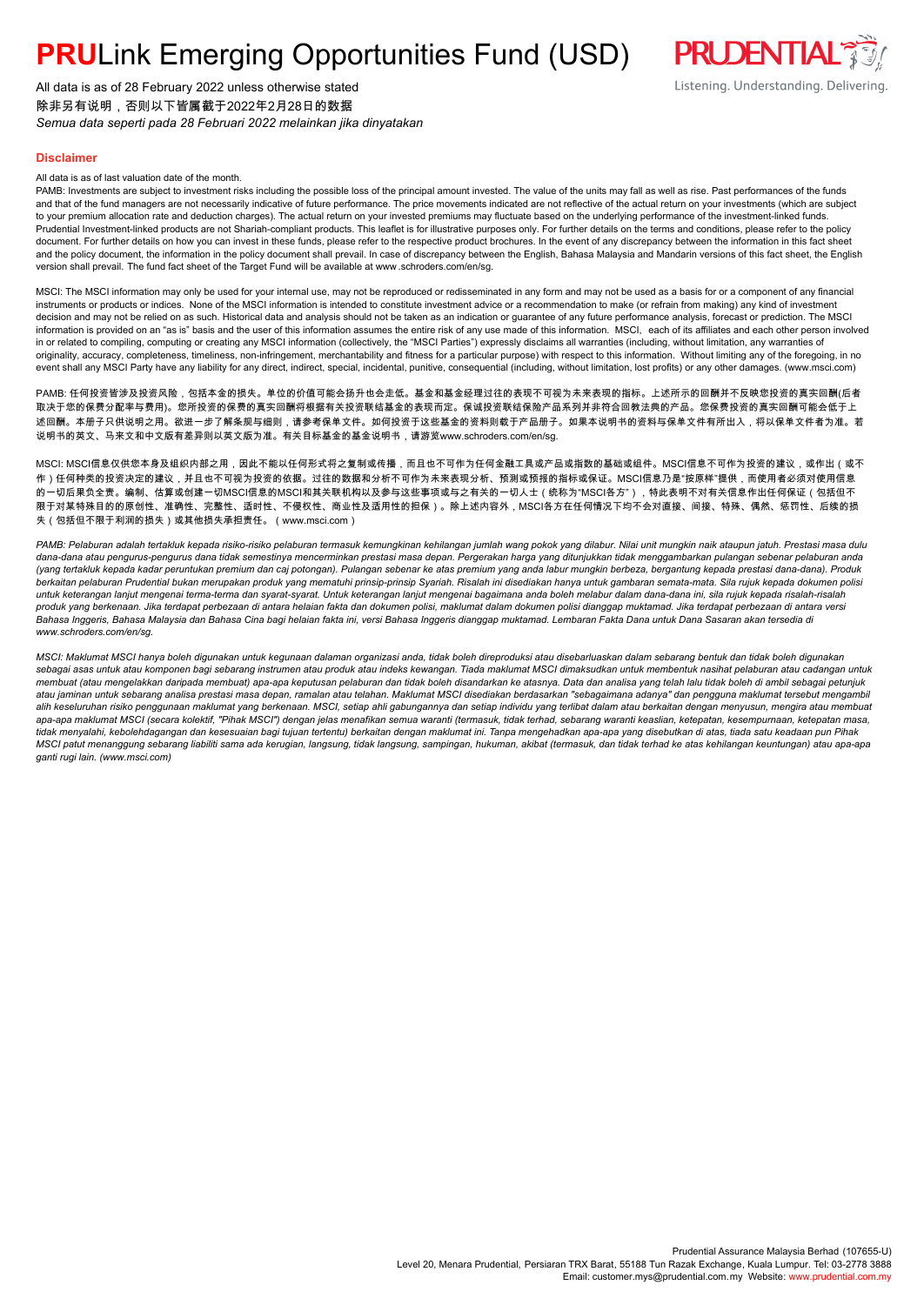# **PRU**Link Emerging Opportunities Fund (USD)

All data is as of 28 February 2022 unless otherwise stated

除非另有说明，否则以下皆属截于2022年2月28日的数据

*Semua data seperti pada 28 Februari 2022 melainkan jika dinyatakan*

**Disclaimer**

All data is as of last valuation date of the month.

PAMB: Investments are subject to investment risks including the possible loss of the principal amount invested. The value of the units may fall as well as rise. Past performances of the funds and that of the fund managers are not necessarily indicative of future performance. The price movements indicated are not reflective of the actual return on your investments (which are subject to your premium allocation rate and deduction charges). The actual return on your invested premiums may fluctuate based on the underlying performance of the investment-linked funds. Prudential Investment-linked products are not Shariah-compliant products. This leaflet is for illustrative purposes only. For further details on the terms and conditions, please refer to the policy document. For further details on how you can invest in these funds, please refer to the respective product brochures. In the event of any discrepancy between the information in this fact sheet and the policy document, the information in the policy document shall prevail. In case of discrepancy between the English, Bahasa Malaysia and Mandarin versions of this fact sheet, the English version shall prevail. The fund fact sheet of the Target Fund will be available at www .schroders.com/en/sg.

MSCI: The MSCI information may only be used for your internal use, may not be reproduced or redisseminated in any form and may not be used as a basis for or a component of any financial instruments or products or indices. None of the MSCI information is intended to constitute investment advice or a recommendation to make (or refrain from making) any kind of investment decision and may not be relied on as such. Historical data and analysis should not be taken as an indication or guarantee of any future performance analysis, forecast or prediction. The MSCI information is provided on an "as is" basis and the user of this information assumes the entire risk of any use made of this information. MSCI, each of its affiliates and each other person involved in or related to compiling, computing or creating any MSCI information (collectively, the "MSCI Parties") expressly disclaims all warranties (including, without limitation, any warranties of originality, accuracy, completeness, timeliness, non-infringement, merchantability and fitness for a particular purpose) with respect to this information. Without limiting any of the foregoing, in no event shall any MSCI Party have any liability for any direct, indirect, special, incidental, punitive, consequential (including, without limitation, lost profits) or any other damages. (www.msci.com)

PAMB: 任何投资皆涉及投资风险，包括本金的损失。单位的价值可能会扬升也会走低。基金和基金经理过往的表现不可视为未来表现的指标。上述所示的回酬并不反映您投资的真实回酬(后者取决于您的保费分配率与费用)。您所投资的保费的真实回酬将根据有关投资联结基金的表现而定。保诚投资联结保险产品系列并非符合回教法典的产品。您保费投资的真实回酬可能会低于上述回酬。本册子只供说明之用。欲进一步了解条规与细则，请参考保单文件。如何投资于这些基金的资料则载于产品册子。如果本说明书的资料与保单文件有所出入，将以保单文件者为准。若说明书的英文、马来文和中文版有差异则以英文版为准。有关目标基金的基金说明书，请游览www.schroders.com/en/sg.

MSCI: MSCI信息仅供您本身及组织内部之用，因此不能以任何形式将之复制或传播，而且也不可作为任何金融工具或产品或指数的基础或组件。MSCI信息不可作为投资的建议，或作出（或不作）任何种类的投资决定的建议，并且也不可视为投资的依据。过往的数据和分析不可作为未来表现分析、预测或预报的指标或保证。MSCI信息乃是"按原样"提供，而使用者必须对使用信息的一切后果负全责。编制、估算或创建一切MSCI信息的MSCI和其关联机构以及参与这些事项或与之有关的一切人士（统称为"MSCI各方"），特此表明不对有关信息作出任何保证（包括但不限于对某特殊目的的原创性、准确性、完整性、适时性、不侵权性、商业性及适用性的担保）。除上述内容外，MSCI各方在任何情况下均不会对直接、间接、特殊、偶然、惩罚性、后续的损失（包括但不限于利润的损失）或其他损失承担责任。（www.msci.com）

*PAMB: Pelaburan adalah tertakluk kepada risiko-risiko pelaburan termasuk kemungkinan kehilangan jumlah wang pokok yang dilabur. Nilai unit mungkin naik ataupun jatuh. Prestasi masa dulu dana-dana atau pengurus-pengurus dana tidak semestinya mencerminkan prestasi masa depan. Pergerakan harga yang ditunjukkan tidak menggambarkan pulangan sebenar pelaburan anda (yang tertakluk kepada kadar peruntukan premium dan caj potongan). Pulangan sebenar ke atas premium yang anda labur mungkin berbeza, bergantung kepada prestasi dana-dana). Produk berkaitan pelaburan Prudential bukan merupakan produk yang mematuhi prinsip-prinsip Syariah. Risalah ini disediakan hanya untuk gambaran semata-mata. Sila rujuk kepada dokumen polisi untuk keterangan lanjut mengenai terma-terma dan syarat-syarat. Untuk keterangan lanjut mengenai bagaimana anda boleh melabur dalam dana-dana ini, sila rujuk kepada risalah-risalah produk yang berkenaan. Jika terdapat perbezaan di antara helaian fakta dan dokumen polisi, maklumat dalam dokumen polisi dianggap muktamad. Jika terdapat perbezaan di antara versi Bahasa Inggeris, Bahasa Malaysia dan Bahasa Cina bagi helaian fakta ini, versi Bahasa Inggeris dianggap muktamad. Lembaran Fakta Dana untuk Dana Sasaran akan tersedia di www.schroders.com/en/sg.*

*MSCI: Maklumat MSCI hanya boleh digunakan untuk kegunaan dalaman organizasi anda, tidak boleh direproduksi atau disebarluaskan dalam sebarang bentuk dan tidak boleh digunakan sebagai asas untuk atau komponen bagi sebarang instrumen atau produk atau indeks kewangan. Tiada maklumat MSCI dimaksudkan untuk membentuk nasihat pelaburan atau cadangan untuk membuat (atau mengelakkan daripada membuat) apa-apa keputusan pelaburan dan tidak boleh disandarkan ke atasnya. Data dan analisa yang telah lalu tidak boleh di ambil sebagai petunjuk atau jaminan untuk sebarang analisa prestasi masa depan, ramalan atau telahan. Maklumat MSCI disediakan berdasarkan "sebagaimana adanya" dan pengguna maklumat tersebut mengambil alih keseluruhan risiko penggunaan maklumat yang berkenaan. MSCI, setiap ahli gabungannya dan setiap individu yang terlibat dalam atau berkaitan dengan menyusun, mengira atau membuat apa-apa maklumat MSCI (secara kolektif, "Pihak MSCI") dengan jelas menafikan semua waranti (termasuk, tidak terhad, sebarang waranti keaslian, ketepatan, kesempurnaan, ketepatan masa, tidak menyalahi, kebolehdagangan dan kesesuaian bagi tujuan tertentu) berkaitan dengan maklumat ini. Tanpa mengehadkan apa-apa yang disebutkan di atas, tiada satu keadaan pun Pihak MSCI patut menanggung sebarang liabiliti sama ada kerugian, langsung, tidak langsung, sampingan, hukuman, akibat (termasuk, dan tidak terhad ke atas kehilangan keuntungan) atau apa-apa ganti rugi lain. (www.msci.com)*

Prudential Assurance Malaysia Berhad (107655-U)
Level 20, Menara Prudential, Persiaran TRX Barat, 55188 Tun Razak Exchange, Kuala Lumpur. Tel: 03-2778 3888
Email: customer.mys@prudential.com.my Website: www.prudential.com.my